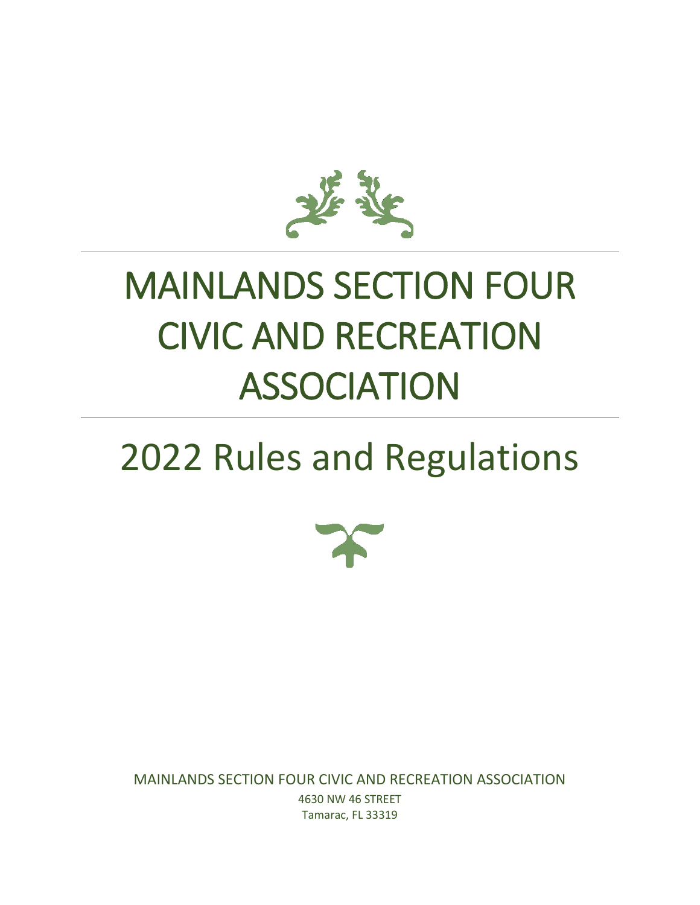# MAINLANDS SECTION FOUR CIVIC AND RECREATION ASSOCIATION

## 2022 Rules and Regulations

MAINLANDS SECTION FOUR CIVIC AND RECREATION ASSOCIATION
4630 NW 46 STREET
Tamarac, FL 33319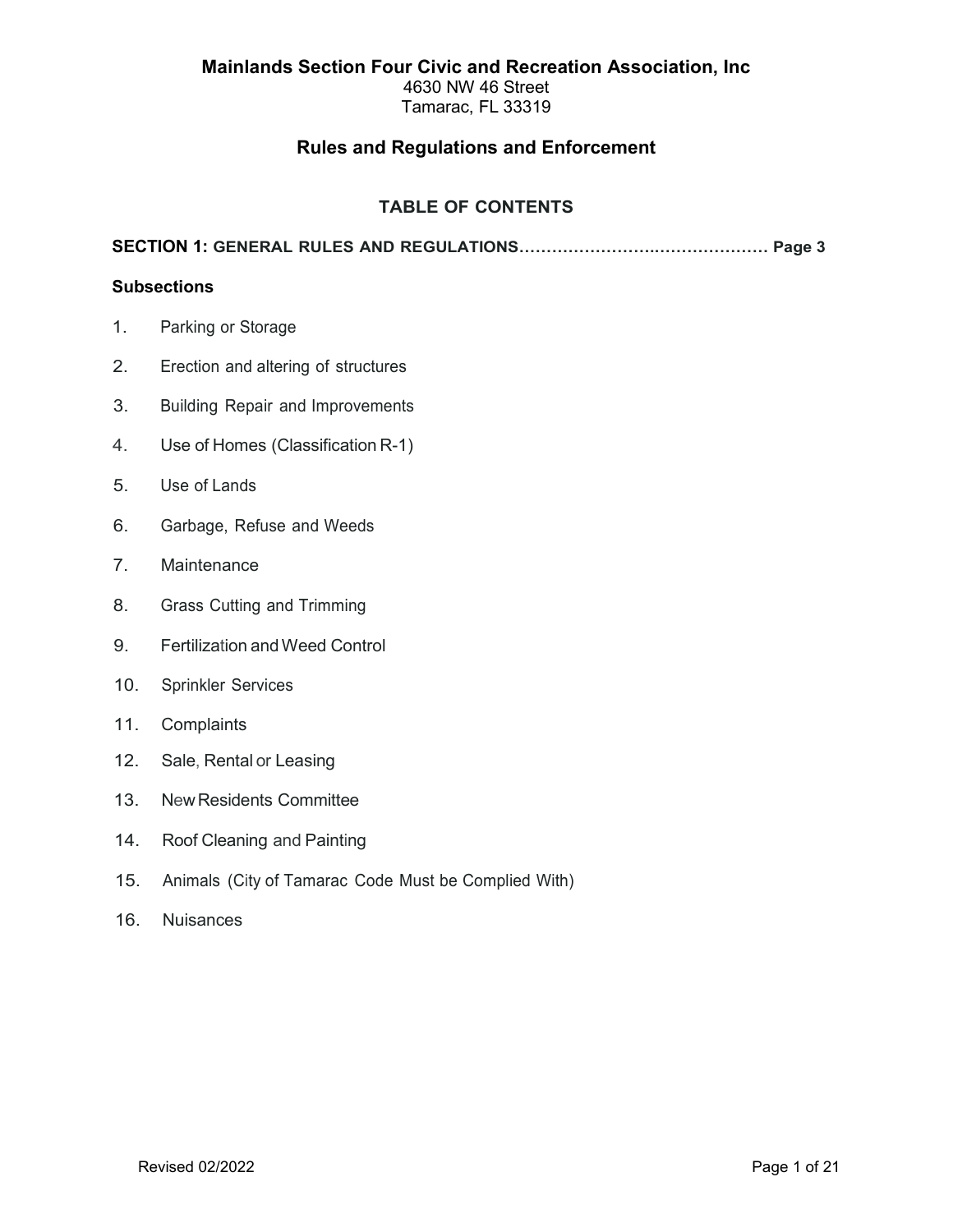# Mainlands Section Four Civic and Recreation Association, Inc

4630 NW 46 Street
Tamarac, FL 33319

## Rules and Regulations and Enforcement

### TABLE OF CONTENTS

**SECTION 1: GENERAL RULES AND REGULATIONS……………………………………… Page 3**

**Subsections**

1. Parking or Storage
2. Erection and altering of structures
3. Building Repair and Improvements
4. Use of Homes (Classification R-1)
5. Use of Lands
6. Garbage, Refuse and Weeds
7. Maintenance
8. Grass Cutting and Trimming
9. Fertilization and Weed Control
10. Sprinkler Services
11. Complaints
12. Sale, Rental or Leasing
13. New Residents Committee
14. Roof Cleaning and Painting
15. Animals (City of Tamarac Code Must be Complied With)
16. Nuisances

Revised 02/2022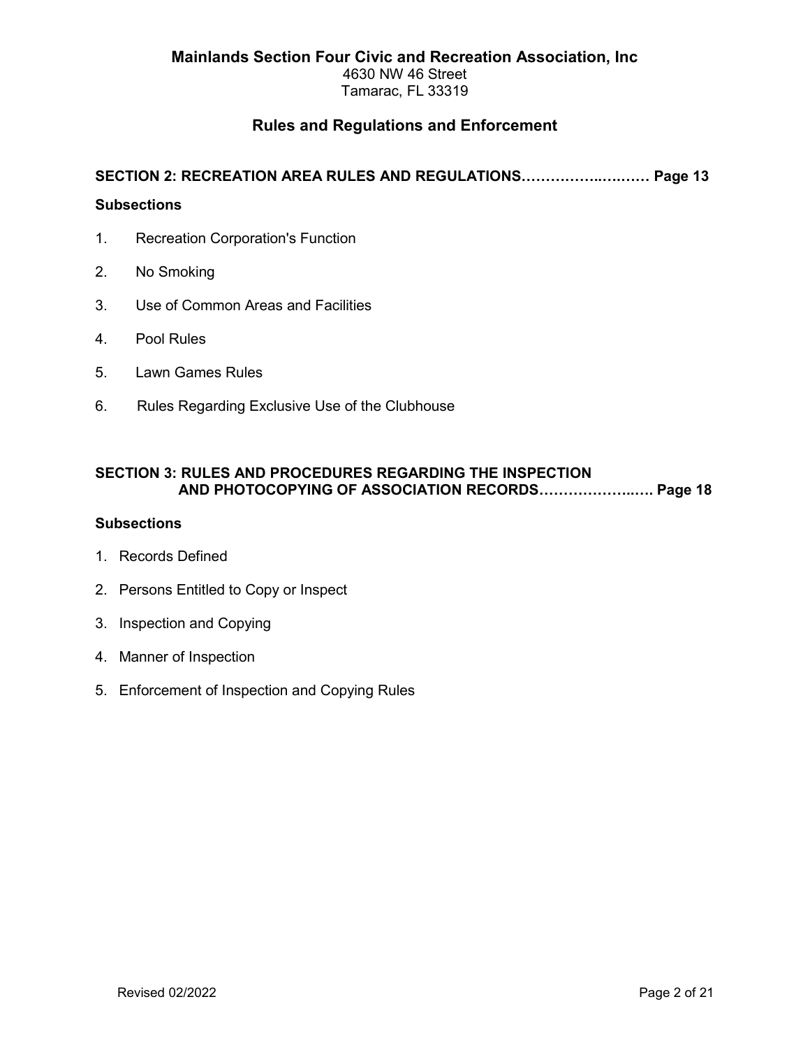**Mainlands Section Four Civic and Recreation Association, Inc**
4630 NW 46 Street
Tamarac, FL 33319

## Rules and Regulations and Enforcement

**SECTION 2: RECREATION AREA RULES AND REGULATIONS…………….……… Page 13**

**Subsections**

1. Recreation Corporation's Function
2. No Smoking
3. Use of Common Areas and Facilities
4. Pool Rules
5. Lawn Games Rules
6. Rules Regarding Exclusive Use of the Clubhouse

**SECTION 3: RULES AND PROCEDURES REGARDING THE INSPECTION AND PHOTOCOPYING OF ASSOCIATION RECORDS………………..…. Page 18**

**Subsections**

1. Records Defined
2. Persons Entitled to Copy or Inspect
3. Inspection and Copying
4. Manner of Inspection
5. Enforcement of Inspection and Copying Rules

Revised 02/2022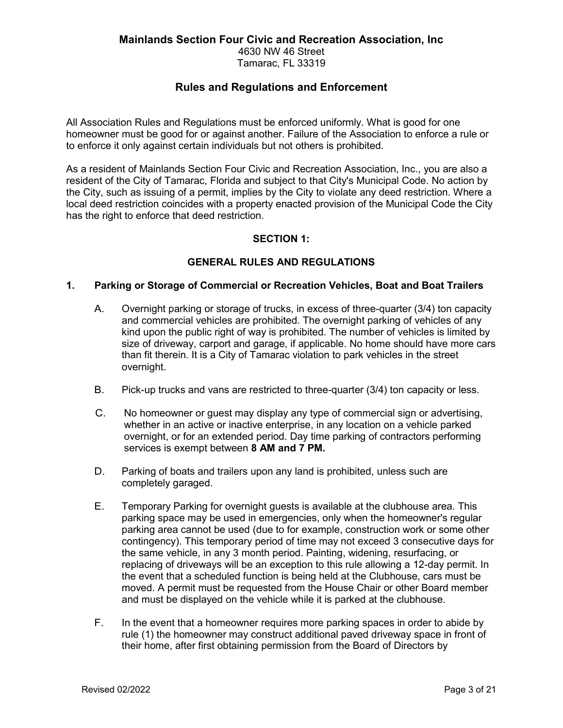**Mainlands Section Four Civic and Recreation Association, Inc**
4630 NW 46 Street
Tamarac, FL 33319

## Rules and Regulations and Enforcement

All Association Rules and Regulations must be enforced uniformly. What is good for one homeowner must be good for or against another. Failure of the Association to enforce a rule or to enforce it only against certain individuals but not others is prohibited.

As a resident of Mainlands Section Four Civic and Recreation Association, Inc., you are also a resident of the City of Tamarac, Florida and subject to that City's Municipal Code. No action by the City, such as issuing of a permit, implies by the City to violate any deed restriction. Where a local deed restriction coincides with a property enacted provision of the Municipal Code the City has the right to enforce that deed restriction.

### SECTION 1:

### GENERAL RULES AND REGULATIONS

**1. Parking or Storage of Commercial or Recreation Vehicles, Boat and Boat Trailers**

A. Overnight parking or storage of trucks, in excess of three-quarter (3/4) ton capacity and commercial vehicles are prohibited. The overnight parking of vehicles of any kind upon the public right of way is prohibited. The number of vehicles is limited by size of driveway, carport and garage, if applicable. No home should have more cars than fit therein. It is a City of Tamarac violation to park vehicles in the street overnight.

B. Pick-up trucks and vans are restricted to three-quarter (3/4) ton capacity or less.

C. No homeowner or guest may display any type of commercial sign or advertising, whether in an active or inactive enterprise, in any location on a vehicle parked overnight, or for an extended period. Day time parking of contractors performing services is exempt between **8 AM and 7 PM.**

D. Parking of boats and trailers upon any land is prohibited, unless such are completely garaged.

E. Temporary Parking for overnight guests is available at the clubhouse area. This parking space may be used in emergencies, only when the homeowner's regular parking area cannot be used (due to for example, construction work or some other contingency). This temporary period of time may not exceed 3 consecutive days for the same vehicle, in any 3 month period. Painting, widening, resurfacing, or replacing of driveways will be an exception to this rule allowing a 12-day permit. In the event that a scheduled function is being held at the Clubhouse, cars must be moved. A permit must be requested from the House Chair or other Board member and must be displayed on the vehicle while it is parked at the clubhouse.

F. In the event that a homeowner requires more parking spaces in order to abide by rule (1) the homeowner may construct additional paved driveway space in front of their home, after first obtaining permission from the Board of Directors by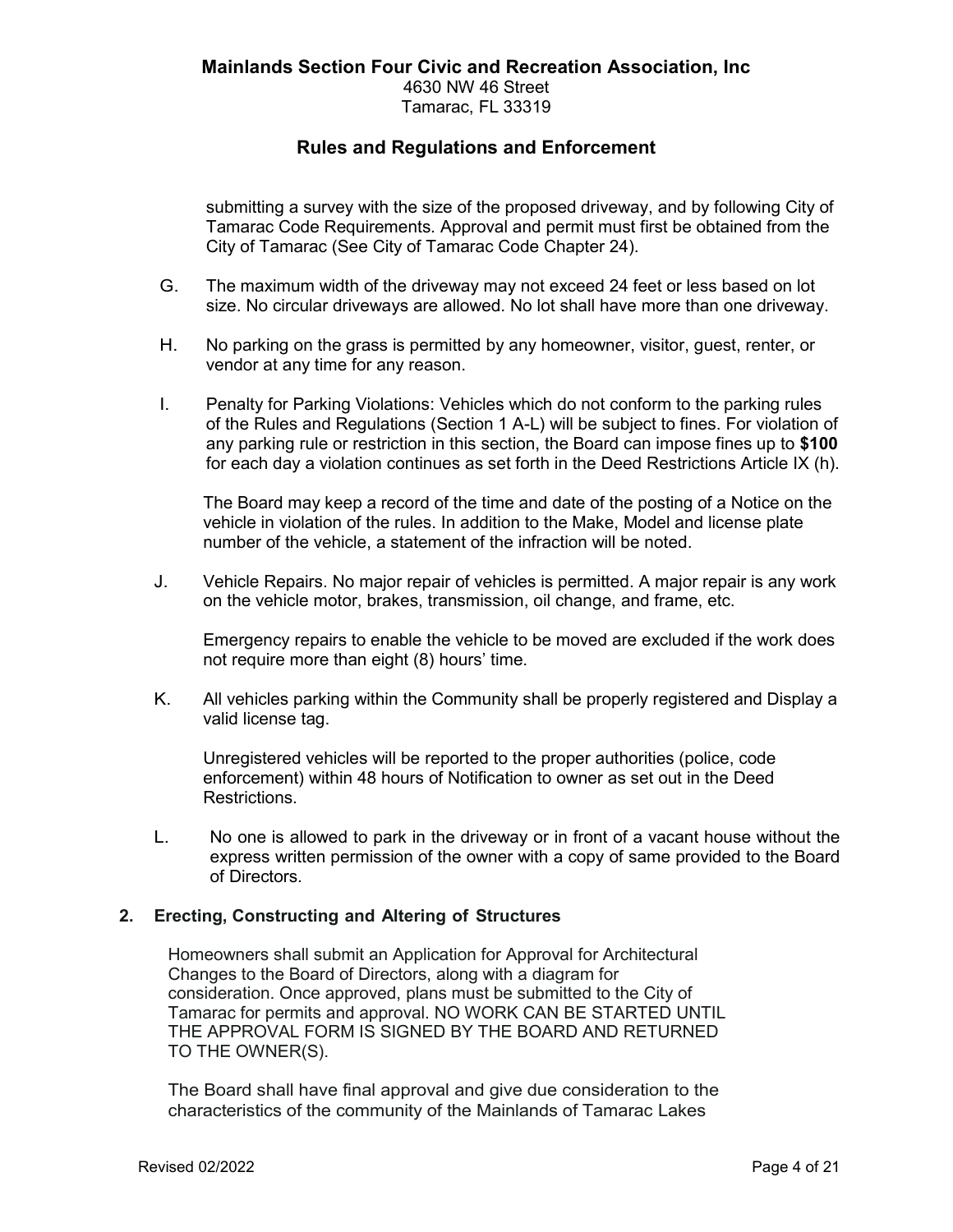submitting a survey with the size of the proposed driveway, and by following City of Tamarac Code Requirements. Approval and permit must first be obtained from the City of Tamarac (See City of Tamarac Code Chapter 24).

G. The maximum width of the driveway may not exceed 24 feet or less based on lot size. No circular driveways are allowed. No lot shall have more than one driveway.

H. No parking on the grass is permitted by any homeowner, visitor, guest, renter, or vendor at any time for any reason.

I. Penalty for Parking Violations: Vehicles which do not conform to the parking rules of the Rules and Regulations (Section 1 A-L) will be subject to fines. For violation of any parking rule or restriction in this section, the Board can impose fines up to **$100** for each day a violation continues as set forth in the Deed Restrictions Article IX (h).

   The Board may keep a record of the time and date of the posting of a Notice on the vehicle in violation of the rules. In addition to the Make, Model and license plate number of the vehicle, a statement of the infraction will be noted.

J. Vehicle Repairs. No major repair of vehicles is permitted. A major repair is any work on the vehicle motor, brakes, transmission, oil change, and frame, etc.

   Emergency repairs to enable the vehicle to be moved are excluded if the work does not require more than eight (8) hours' time.

K. All vehicles parking within the Community shall be properly registered and Display a valid license tag.

   Unregistered vehicles will be reported to the proper authorities (police, code enforcement) within 48 hours of Notification to owner as set out in the Deed Restrictions.

L. No one is allowed to park in the driveway or in front of a vacant house without the express written permission of the owner with a copy of same provided to the Board of Directors.

## 2. Erecting, Constructing and Altering of Structures

Homeowners shall submit an Application for Approval for Architectural Changes to the Board of Directors, along with a diagram for consideration. Once approved, plans must be submitted to the City of Tamarac for permits and approval. NO WORK CAN BE STARTED UNTIL THE APPROVAL FORM IS SIGNED BY THE BOARD AND RETURNED TO THE OWNER(S).

The Board shall have final approval and give due consideration to the characteristics of the community of the Mainlands of Tamarac Lakes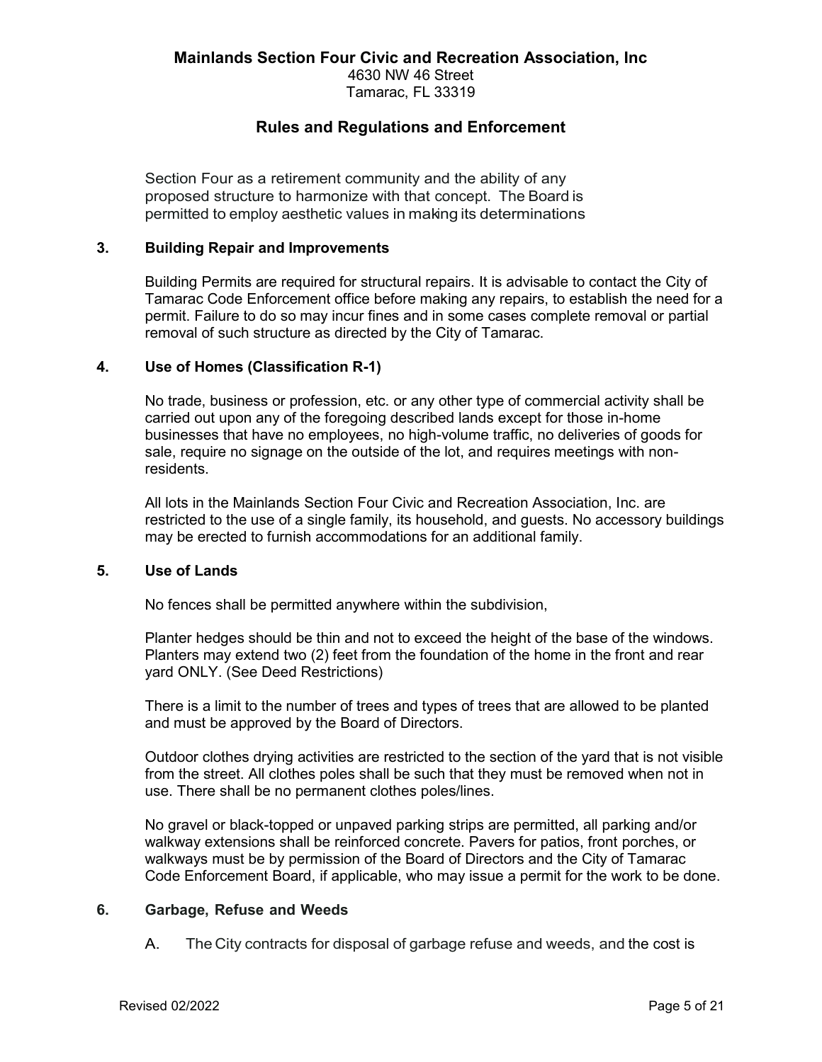Section Four as a retirement community and the ability of any proposed structure to harmonize with that concept. The Board is permitted to employ aesthetic values in making its determinations

### 3. Building Repair and Improvements

Building Permits are required for structural repairs. It is advisable to contact the City of Tamarac Code Enforcement office before making any repairs, to establish the need for a permit. Failure to do so may incur fines and in some cases complete removal or partial removal of such structure as directed by the City of Tamarac.

### 4. Use of Homes (Classification R-1)

No trade, business or profession, etc. or any other type of commercial activity shall be carried out upon any of the foregoing described lands except for those in-home businesses that have no employees, no high-volume traffic, no deliveries of goods for sale, require no signage on the outside of the lot, and requires meetings with non-residents.

All lots in the Mainlands Section Four Civic and Recreation Association, Inc. are restricted to the use of a single family, its household, and guests. No accessory buildings may be erected to furnish accommodations for an additional family.

### 5. Use of Lands

No fences shall be permitted anywhere within the subdivision,

Planter hedges should be thin and not to exceed the height of the base of the windows. Planters may extend two (2) feet from the foundation of the home in the front and rear yard ONLY. (See Deed Restrictions)

There is a limit to the number of trees and types of trees that are allowed to be planted and must be approved by the Board of Directors.

Outdoor clothes drying activities are restricted to the section of the yard that is not visible from the street. All clothes poles shall be such that they must be removed when not in use. There shall be no permanent clothes poles/lines.

No gravel or black-topped or unpaved parking strips are permitted, all parking and/or walkway extensions shall be reinforced concrete. Pavers for patios, front porches, or walkways must be by permission of the Board of Directors and the City of Tamarac Code Enforcement Board, if applicable, who may issue a permit for the work to be done.

### 6. Garbage, Refuse and Weeds

A. The City contracts for disposal of garbage refuse and weeds, and the cost is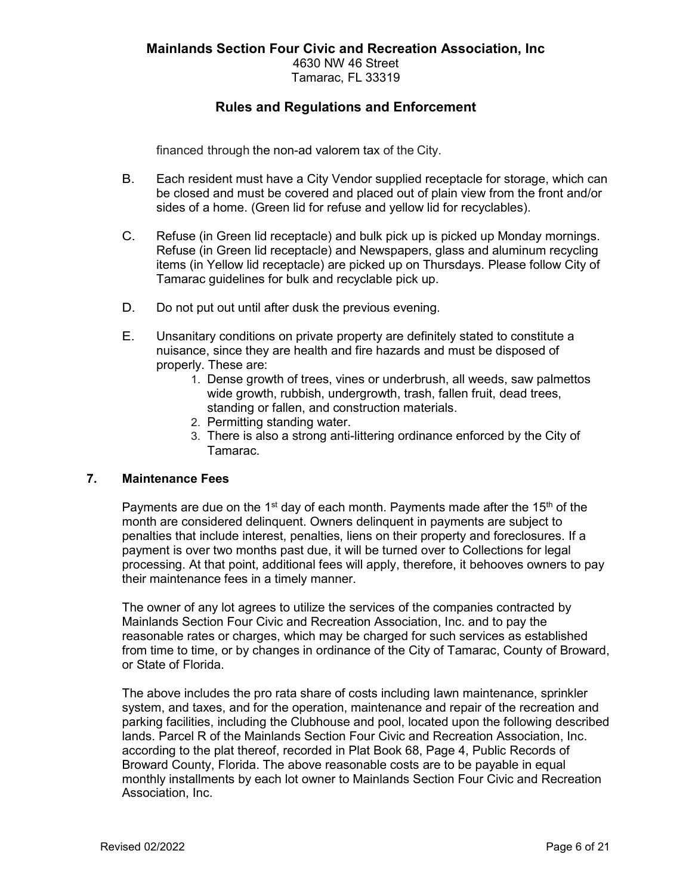financed through the non-ad valorem tax of the City.

B. Each resident must have a City Vendor supplied receptacle for storage, which can be closed and must be covered and placed out of plain view from the front and/or sides of a home. (Green lid for refuse and yellow lid for recyclables).

C. Refuse (in Green lid receptacle) and bulk pick up is picked up Monday mornings. Refuse (in Green lid receptacle) and Newspapers, glass and aluminum recycling items (in Yellow lid receptacle) are picked up on Thursdays. Please follow City of Tamarac guidelines for bulk and recyclable pick up.

D. Do not put out until after dusk the previous evening.

E. Unsanitary conditions on private property are definitely stated to constitute a nuisance, since they are health and fire hazards and must be disposed of properly. These are:
   1. Dense growth of trees, vines or underbrush, all weeds, saw palmettos wide growth, rubbish, undergrowth, trash, fallen fruit, dead trees, standing or fallen, and construction materials.
   2. Permitting standing water.
   3. There is also a strong anti-littering ordinance enforced by the City of Tamarac.

### 7. Maintenance Fees

Payments are due on the 1st day of each month. Payments made after the 15th of the month are considered delinquent. Owners delinquent in payments are subject to penalties that include interest, penalties, liens on their property and foreclosures. If a payment is over two months past due, it will be turned over to Collections for legal processing. At that point, additional fees will apply, therefore, it behooves owners to pay their maintenance fees in a timely manner.

The owner of any lot agrees to utilize the services of the companies contracted by Mainlands Section Four Civic and Recreation Association, Inc. and to pay the reasonable rates or charges, which may be charged for such services as established from time to time, or by changes in ordinance of the City of Tamarac, County of Broward, or State of Florida.

The above includes the pro rata share of costs including lawn maintenance, sprinkler system, and taxes, and for the operation, maintenance and repair of the recreation and parking facilities, including the Clubhouse and pool, located upon the following described lands. Parcel R of the Mainlands Section Four Civic and Recreation Association, Inc. according to the plat thereof, recorded in Plat Book 68, Page 4, Public Records of Broward County, Florida. The above reasonable costs are to be payable in equal monthly installments by each lot owner to Mainlands Section Four Civic and Recreation Association, Inc.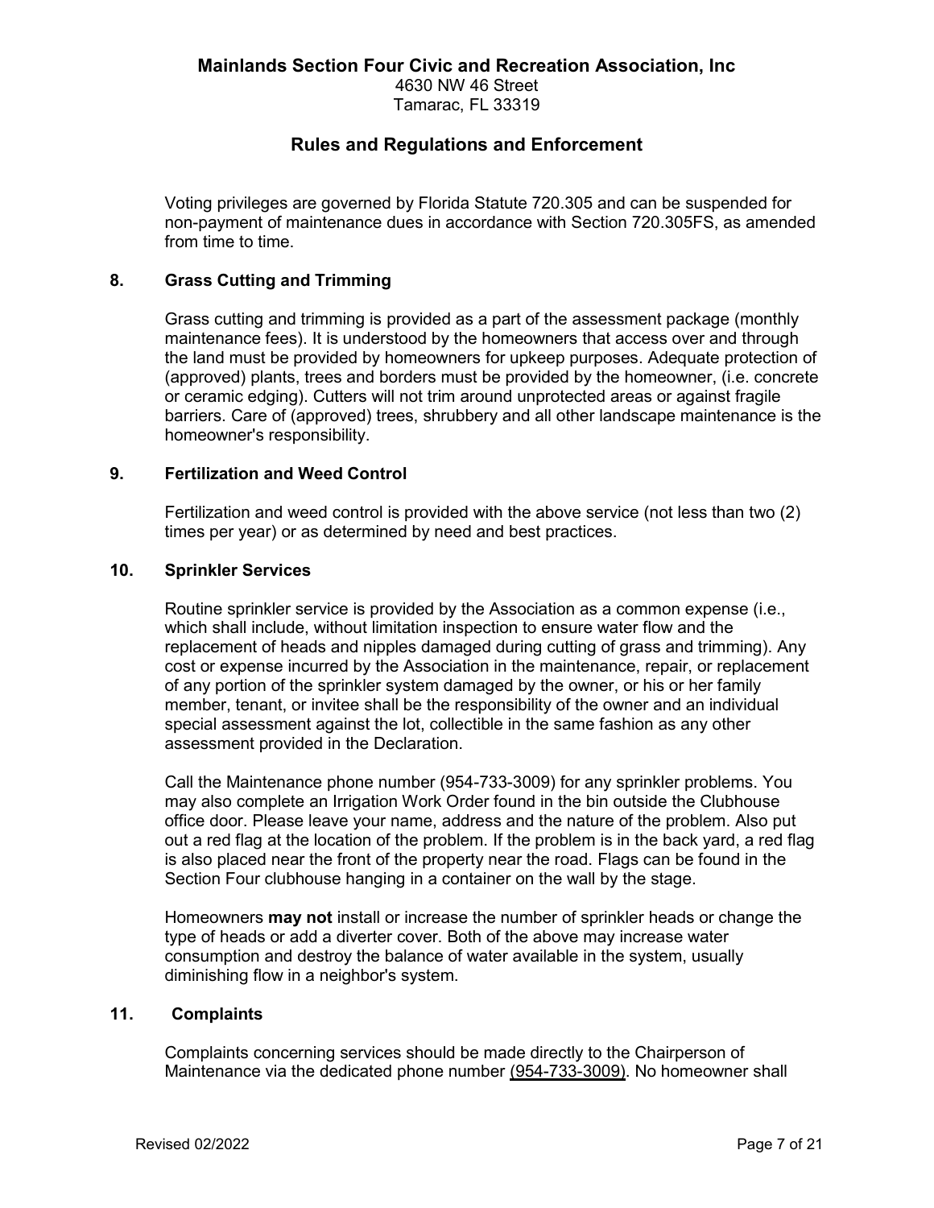Voting privileges are governed by Florida Statute 720.305 and can be suspended for non-payment of maintenance dues in accordance with Section 720.305FS, as amended from time to time.

## 8. Grass Cutting and Trimming

Grass cutting and trimming is provided as a part of the assessment package (monthly maintenance fees). It is understood by the homeowners that access over and through the land must be provided by homeowners for upkeep purposes. Adequate protection of (approved) plants, trees and borders must be provided by the homeowner, (i.e. concrete or ceramic edging). Cutters will not trim around unprotected areas or against fragile barriers. Care of (approved) trees, shrubbery and all other landscape maintenance is the homeowner's responsibility.

## 9. Fertilization and Weed Control

Fertilization and weed control is provided with the above service (not less than two (2) times per year) or as determined by need and best practices.

## 10. Sprinkler Services

Routine sprinkler service is provided by the Association as a common expense (i.e., which shall include, without limitation inspection to ensure water flow and the replacement of heads and nipples damaged during cutting of grass and trimming). Any cost or expense incurred by the Association in the maintenance, repair, or replacement of any portion of the sprinkler system damaged by the owner, or his or her family member, tenant, or invitee shall be the responsibility of the owner and an individual special assessment against the lot, collectible in the same fashion as any other assessment provided in the Declaration.

Call the Maintenance phone number (954-733-3009) for any sprinkler problems. You may also complete an Irrigation Work Order found in the bin outside the Clubhouse office door. Please leave your name, address and the nature of the problem. Also put out a red flag at the location of the problem. If the problem is in the back yard, a red flag is also placed near the front of the property near the road. Flags can be found in the Section Four clubhouse hanging in a container on the wall by the stage.

Homeowners **may not** install or increase the number of sprinkler heads or change the type of heads or add a diverter cover. Both of the above may increase water consumption and destroy the balance of water available in the system, usually diminishing flow in a neighbor's system.

## 11. Complaints

Complaints concerning services should be made directly to the Chairperson of Maintenance via the dedicated phone number (954-733-3009). No homeowner shall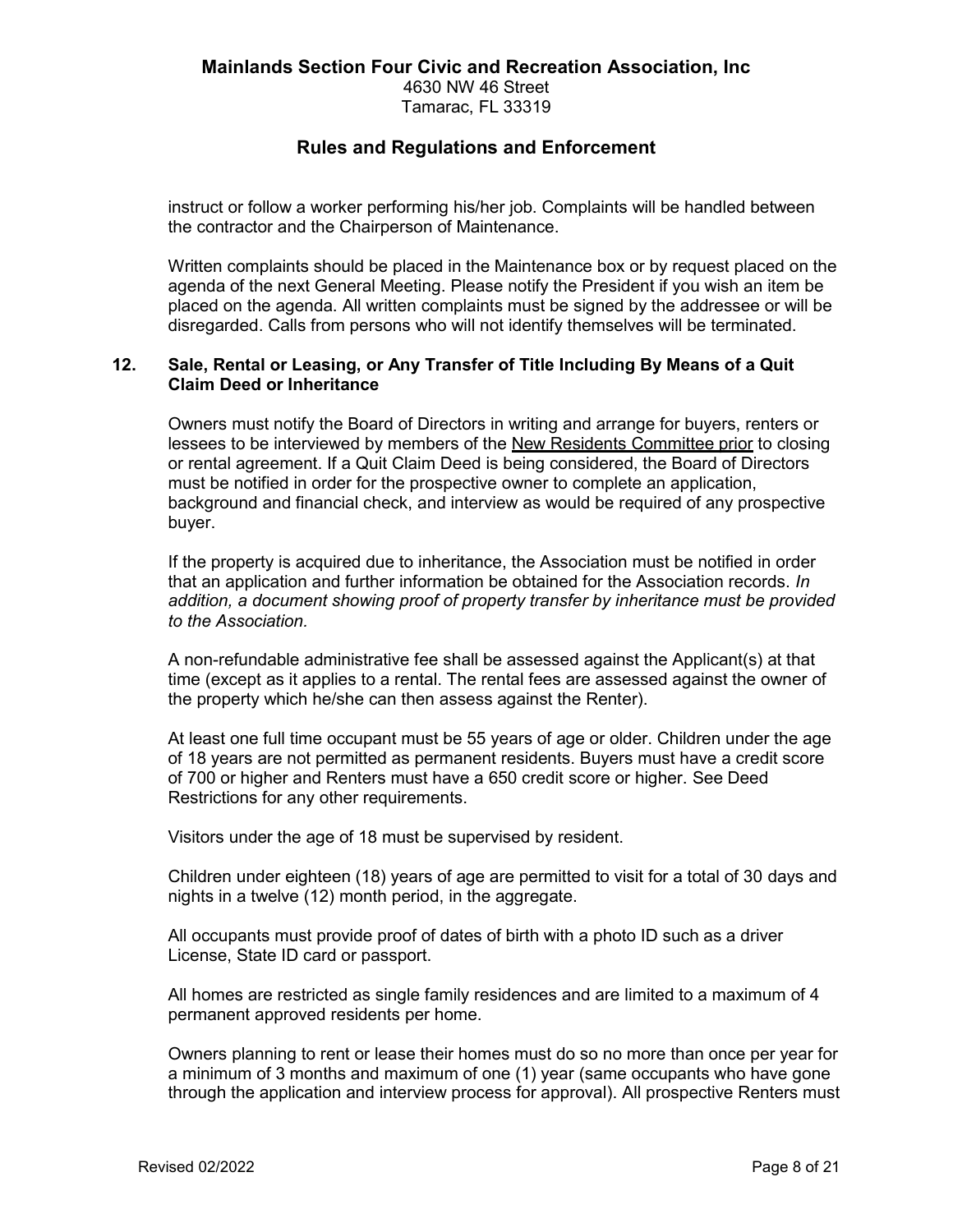instruct or follow a worker performing his/her job. Complaints will be handled between the contractor and the Chairperson of Maintenance.

Written complaints should be placed in the Maintenance box or by request placed on the agenda of the next General Meeting. Please notify the President if you wish an item be placed on the agenda. All written complaints must be signed by the addressee or will be disregarded. Calls from persons who will not identify themselves will be terminated.

## 12. Sale, Rental or Leasing, or Any Transfer of Title Including By Means of a Quit Claim Deed or Inheritance

Owners must notify the Board of Directors in writing and arrange for buyers, renters or lessees to be interviewed by members of the <u>New Residents Committee prior</u> to closing or rental agreement. If a Quit Claim Deed is being considered, the Board of Directors must be notified in order for the prospective owner to complete an application, background and financial check, and interview as would be required of any prospective buyer.

If the property is acquired due to inheritance, the Association must be notified in order that an application and further information be obtained for the Association records. *In addition, a document showing proof of property transfer by inheritance must be provided to the Association.*

A non-refundable administrative fee shall be assessed against the Applicant(s) at that time (except as it applies to a rental. The rental fees are assessed against the owner of the property which he/she can then assess against the Renter).

At least one full time occupant must be 55 years of age or older. Children under the age of 18 years are not permitted as permanent residents. Buyers must have a credit score of 700 or higher and Renters must have a 650 credit score or higher. See Deed Restrictions for any other requirements.

Visitors under the age of 18 must be supervised by resident.

Children under eighteen (18) years of age are permitted to visit for a total of 30 days and nights in a twelve (12) month period, in the aggregate.

All occupants must provide proof of dates of birth with a photo ID such as a driver License, State ID card or passport.

All homes are restricted as single family residences and are limited to a maximum of 4 permanent approved residents per home.

Owners planning to rent or lease their homes must do so no more than once per year for a minimum of 3 months and maximum of one (1) year (same occupants who have gone through the application and interview process for approval). All prospective Renters must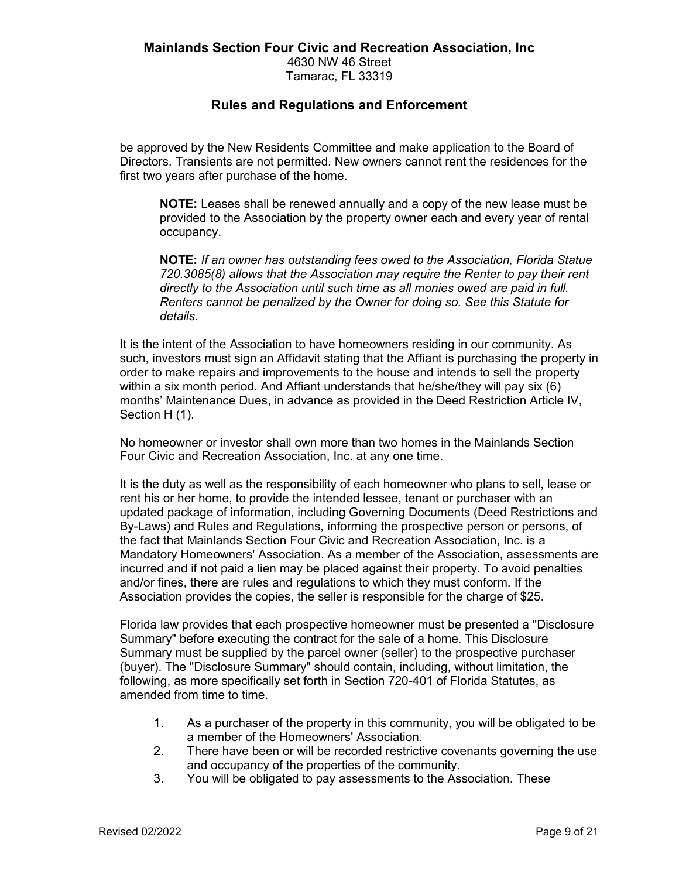be approved by the New Residents Committee and make application to the Board of Directors. Transients are not permitted. New owners cannot rent the residences for the first two years after purchase of the home.

> **NOTE:** Leases shall be renewed annually and a copy of the new lease must be provided to the Association by the property owner each and every year of rental occupancy.
>
> **NOTE:** *If an owner has outstanding fees owed to the Association, Florida Statue 720.3085(8) allows that the Association may require the Renter to pay their rent directly to the Association until such time as all monies owed are paid in full. Renters cannot be penalized by the Owner for doing so. See this Statute for details.*

It is the intent of the Association to have homeowners residing in our community. As such, investors must sign an Affidavit stating that the Affiant is purchasing the property in order to make repairs and improvements to the house and intends to sell the property within a six month period. And Affiant understands that he/she/they will pay six (6) months' Maintenance Dues, in advance as provided in the Deed Restriction Article IV, Section H (1).

No homeowner or investor shall own more than two homes in the Mainlands Section Four Civic and Recreation Association, Inc. at any one time.

It is the duty as well as the responsibility of each homeowner who plans to sell, lease or rent his or her home, to provide the intended lessee, tenant or purchaser with an updated package of information, including Governing Documents (Deed Restrictions and By-Laws) and Rules and Regulations, informing the prospective person or persons, of the fact that Mainlands Section Four Civic and Recreation Association, Inc. is a Mandatory Homeowners' Association. As a member of the Association, assessments are incurred and if not paid a lien may be placed against their property. To avoid penalties and/or fines, there are rules and regulations to which they must conform. If the Association provides the copies, the seller is responsible for the charge of $25.

Florida law provides that each prospective homeowner must be presented a "Disclosure Summary" before executing the contract for the sale of a home. This Disclosure Summary must be supplied by the parcel owner (seller) to the prospective purchaser (buyer). The "Disclosure Summary" should contain, including, without limitation, the following, as more specifically set forth in Section 720-401 of Florida Statutes, as amended from time to time.

1. As a purchaser of the property in this community, you will be obligated to be a member of the Homeowners' Association.
2. There have been or will be recorded restrictive covenants governing the use and occupancy of the properties of the community.
3. You will be obligated to pay assessments to the Association. These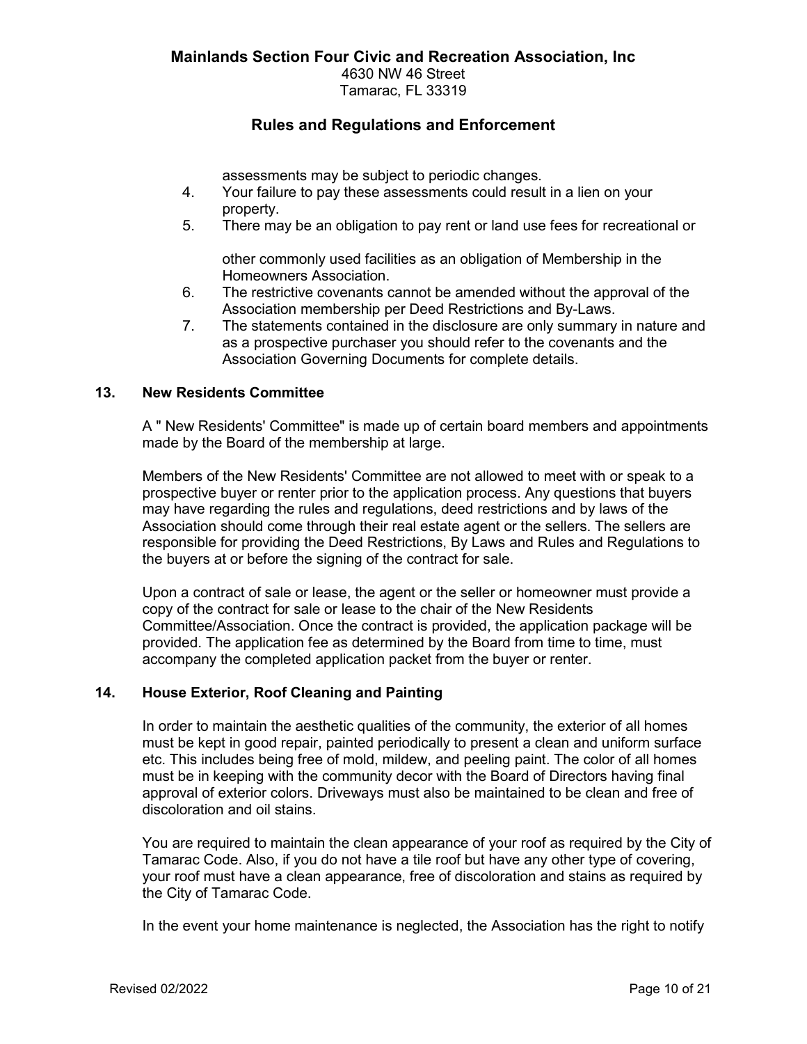assessments may be subject to periodic changes.

4. Your failure to pay these assessments could result in a lien on your property.
5. There may be an obligation to pay rent or land use fees for recreational or

   other commonly used facilities as an obligation of Membership in the Homeowners Association.
6. The restrictive covenants cannot be amended without the approval of the Association membership per Deed Restrictions and By-Laws.
7. The statements contained in the disclosure are only summary in nature and as a prospective purchaser you should refer to the covenants and the Association Governing Documents for complete details.

## 13. New Residents Committee

A " New Residents' Committee" is made up of certain board members and appointments made by the Board of the membership at large.

Members of the New Residents' Committee are not allowed to meet with or speak to a prospective buyer or renter prior to the application process. Any questions that buyers may have regarding the rules and regulations, deed restrictions and by laws of the Association should come through their real estate agent or the sellers. The sellers are responsible for providing the Deed Restrictions, By Laws and Rules and Regulations to the buyers at or before the signing of the contract for sale.

Upon a contract of sale or lease, the agent or the seller or homeowner must provide a copy of the contract for sale or lease to the chair of the New Residents Committee/Association. Once the contract is provided, the application package will be provided. The application fee as determined by the Board from time to time, must accompany the completed application packet from the buyer or renter.

## 14. House Exterior, Roof Cleaning and Painting

In order to maintain the aesthetic qualities of the community, the exterior of all homes must be kept in good repair, painted periodically to present a clean and uniform surface etc. This includes being free of mold, mildew, and peeling paint. The color of all homes must be in keeping with the community decor with the Board of Directors having final approval of exterior colors. Driveways must also be maintained to be clean and free of discoloration and oil stains.

You are required to maintain the clean appearance of your roof as required by the City of Tamarac Code. Also, if you do not have a tile roof but have any other type of covering, your roof must have a clean appearance, free of discoloration and stains as required by the City of Tamarac Code.

In the event your home maintenance is neglected, the Association has the right to notify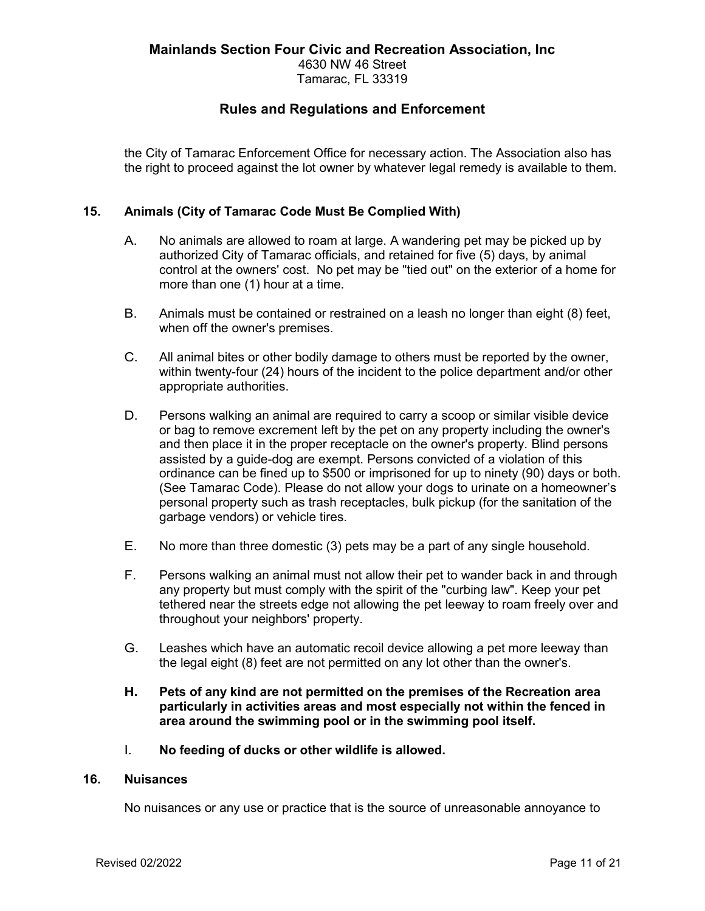the City of Tamarac Enforcement Office for necessary action. The Association also has the right to proceed against the lot owner by whatever legal remedy is available to them.

## 15. Animals (City of Tamarac Code Must Be Complied With)

A. No animals are allowed to roam at large. A wandering pet may be picked up by authorized City of Tamarac officials, and retained for five (5) days, by animal control at the owners' cost. No pet may be "tied out" on the exterior of a home for more than one (1) hour at a time.

B. Animals must be contained or restrained on a leash no longer than eight (8) feet, when off the owner's premises.

C. All animal bites or other bodily damage to others must be reported by the owner, within twenty-four (24) hours of the incident to the police department and/or other appropriate authorities.

D. Persons walking an animal are required to carry a scoop or similar visible device or bag to remove excrement left by the pet on any property including the owner's and then place it in the proper receptacle on the owner's property. Blind persons assisted by a guide-dog are exempt. Persons convicted of a violation of this ordinance can be fined up to $500 or imprisoned for up to ninety (90) days or both. (See Tamarac Code). Please do not allow your dogs to urinate on a homeowner's personal property such as trash receptacles, bulk pickup (for the sanitation of the garbage vendors) or vehicle tires.

E. No more than three domestic (3) pets may be a part of any single household.

F. Persons walking an animal must not allow their pet to wander back in and through any property but must comply with the spirit of the "curbing law". Keep your pet tethered near the streets edge not allowing the pet leeway to roam freely over and throughout your neighbors' property.

G. Leashes which have an automatic recoil device allowing a pet more leeway than the legal eight (8) feet are not permitted on any lot other than the owner's.

**H. Pets of any kind are not permitted on the premises of the Recreation area particularly in activities areas and most especially not within the fenced in area around the swimming pool or in the swimming pool itself.**

I. **No feeding of ducks or other wildlife is allowed.**

## 16. Nuisances

No nuisances or any use or practice that is the source of unreasonable annoyance to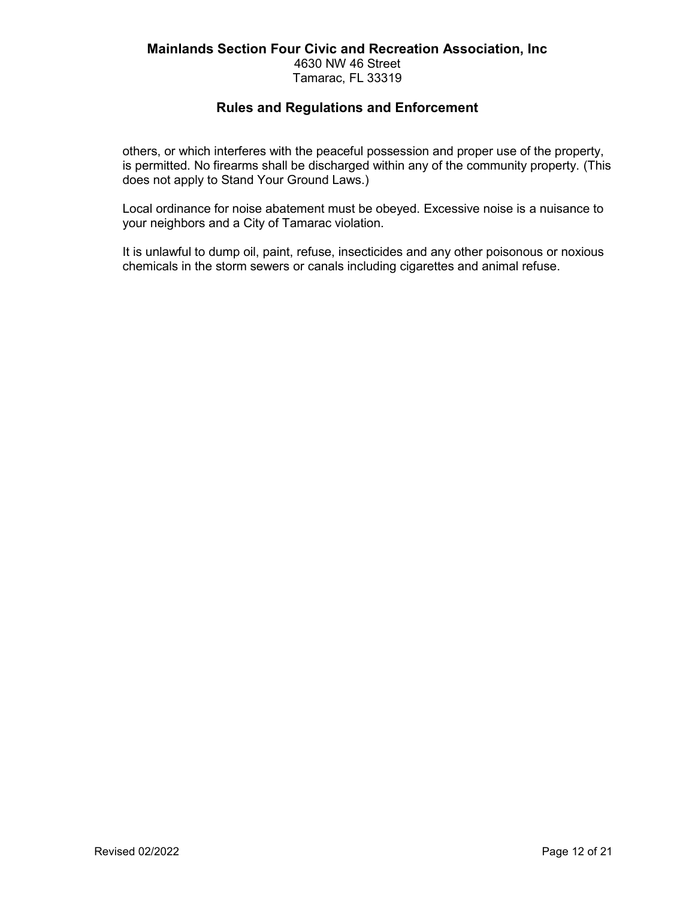others, or which interferes with the peaceful possession and proper use of the property, is permitted. No firearms shall be discharged within any of the community property. (This does not apply to Stand Your Ground Laws.)

Local ordinance for noise abatement must be obeyed. Excessive noise is a nuisance to your neighbors and a City of Tamarac violation.

It is unlawful to dump oil, paint, refuse, insecticides and any other poisonous or noxious chemicals in the storm sewers or canals including cigarettes and animal refuse.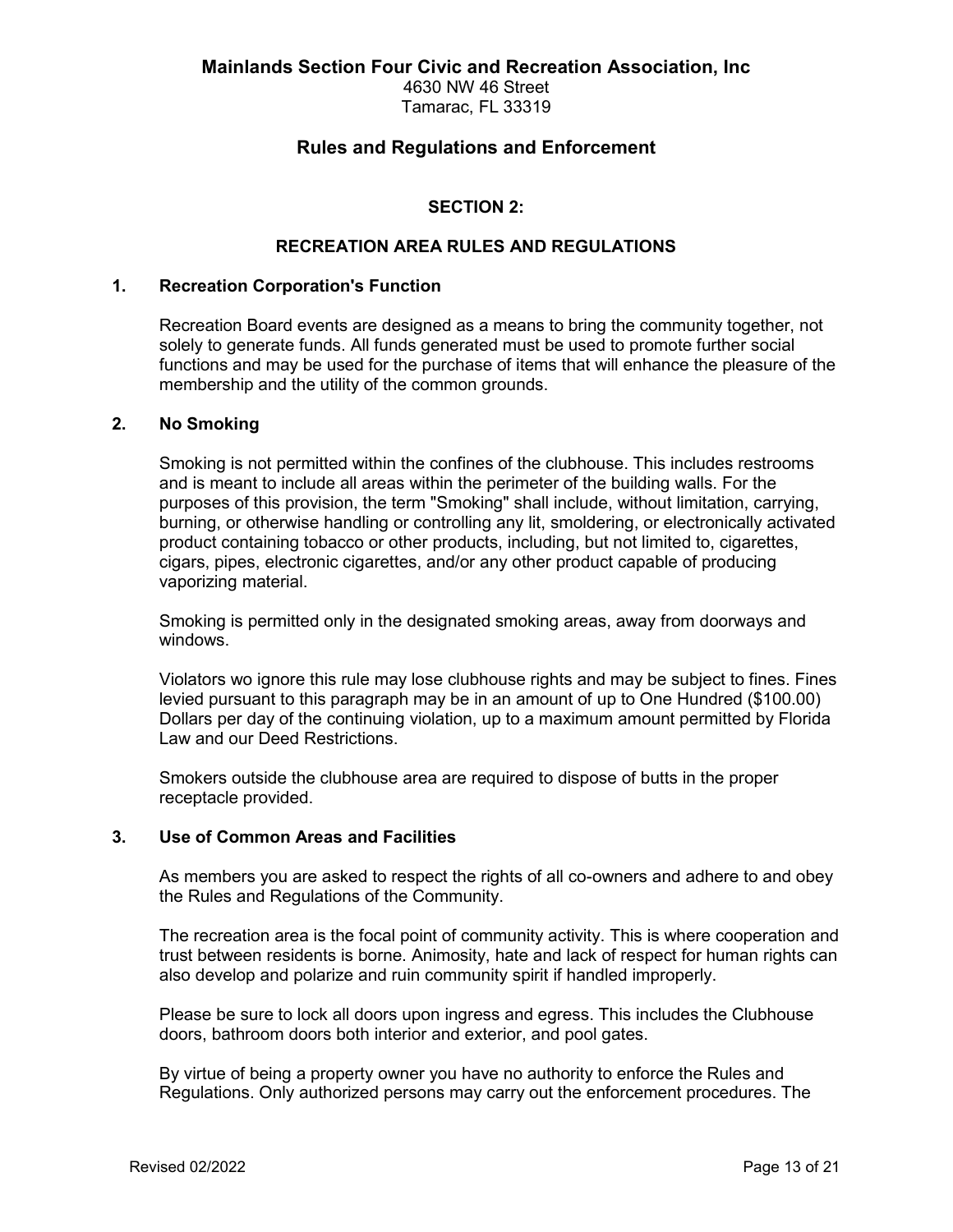**Mainlands Section Four Civic and Recreation Association, Inc**
4630 NW 46 Street
Tamarac, FL 33319

## Rules and Regulations and Enforcement

### SECTION 2:

### RECREATION AREA RULES AND REGULATIONS

**1. Recreation Corporation's Function**

Recreation Board events are designed as a means to bring the community together, not solely to generate funds. All funds generated must be used to promote further social functions and may be used for the purchase of items that will enhance the pleasure of the membership and the utility of the common grounds.

**2. No Smoking**

Smoking is not permitted within the confines of the clubhouse. This includes restrooms and is meant to include all areas within the perimeter of the building walls. For the purposes of this provision, the term "Smoking" shall include, without limitation, carrying, burning, or otherwise handling or controlling any lit, smoldering, or electronically activated product containing tobacco or other products, including, but not limited to, cigarettes, cigars, pipes, electronic cigarettes, and/or any other product capable of producing vaporizing material.

Smoking is permitted only in the designated smoking areas, away from doorways and windows.

Violators wo ignore this rule may lose clubhouse rights and may be subject to fines. Fines levied pursuant to this paragraph may be in an amount of up to One Hundred ($100.00) Dollars per day of the continuing violation, up to a maximum amount permitted by Florida Law and our Deed Restrictions.

Smokers outside the clubhouse area are required to dispose of butts in the proper receptacle provided.

**3. Use of Common Areas and Facilities**

As members you are asked to respect the rights of all co-owners and adhere to and obey the Rules and Regulations of the Community.

The recreation area is the focal point of community activity. This is where cooperation and trust between residents is borne. Animosity, hate and lack of respect for human rights can also develop and polarize and ruin community spirit if handled improperly.

Please be sure to lock all doors upon ingress and egress. This includes the Clubhouse doors, bathroom doors both interior and exterior, and pool gates.

By virtue of being a property owner you have no authority to enforce the Rules and Regulations. Only authorized persons may carry out the enforcement procedures. The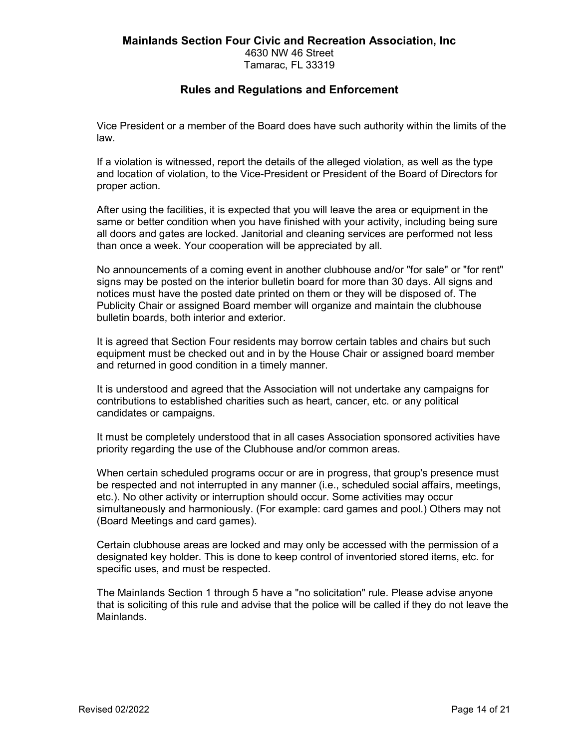Vice President or a member of the Board does have such authority within the limits of the law.

If a violation is witnessed, report the details of the alleged violation, as well as the type and location of violation, to the Vice-President or President of the Board of Directors for proper action.

After using the facilities, it is expected that you will leave the area or equipment in the same or better condition when you have finished with your activity, including being sure all doors and gates are locked. Janitorial and cleaning services are performed not less than once a week. Your cooperation will be appreciated by all.

No announcements of a coming event in another clubhouse and/or "for sale" or "for rent" signs may be posted on the interior bulletin board for more than 30 days. All signs and notices must have the posted date printed on them or they will be disposed of. The Publicity Chair or assigned Board member will organize and maintain the clubhouse bulletin boards, both interior and exterior.

It is agreed that Section Four residents may borrow certain tables and chairs but such equipment must be checked out and in by the House Chair or assigned board member and returned in good condition in a timely manner.

It is understood and agreed that the Association will not undertake any campaigns for contributions to established charities such as heart, cancer, etc. or any political candidates or campaigns.

It must be completely understood that in all cases Association sponsored activities have priority regarding the use of the Clubhouse and/or common areas.

When certain scheduled programs occur or are in progress, that group's presence must be respected and not interrupted in any manner (i.e., scheduled social affairs, meetings, etc.). No other activity or interruption should occur. Some activities may occur simultaneously and harmoniously. (For example: card games and pool.) Others may not (Board Meetings and card games).

Certain clubhouse areas are locked and may only be accessed with the permission of a designated key holder. This is done to keep control of inventoried stored items, etc. for specific uses, and must be respected.

The Mainlands Section 1 through 5 have a "no solicitation" rule. Please advise anyone that is soliciting of this rule and advise that the police will be called if they do not leave the Mainlands.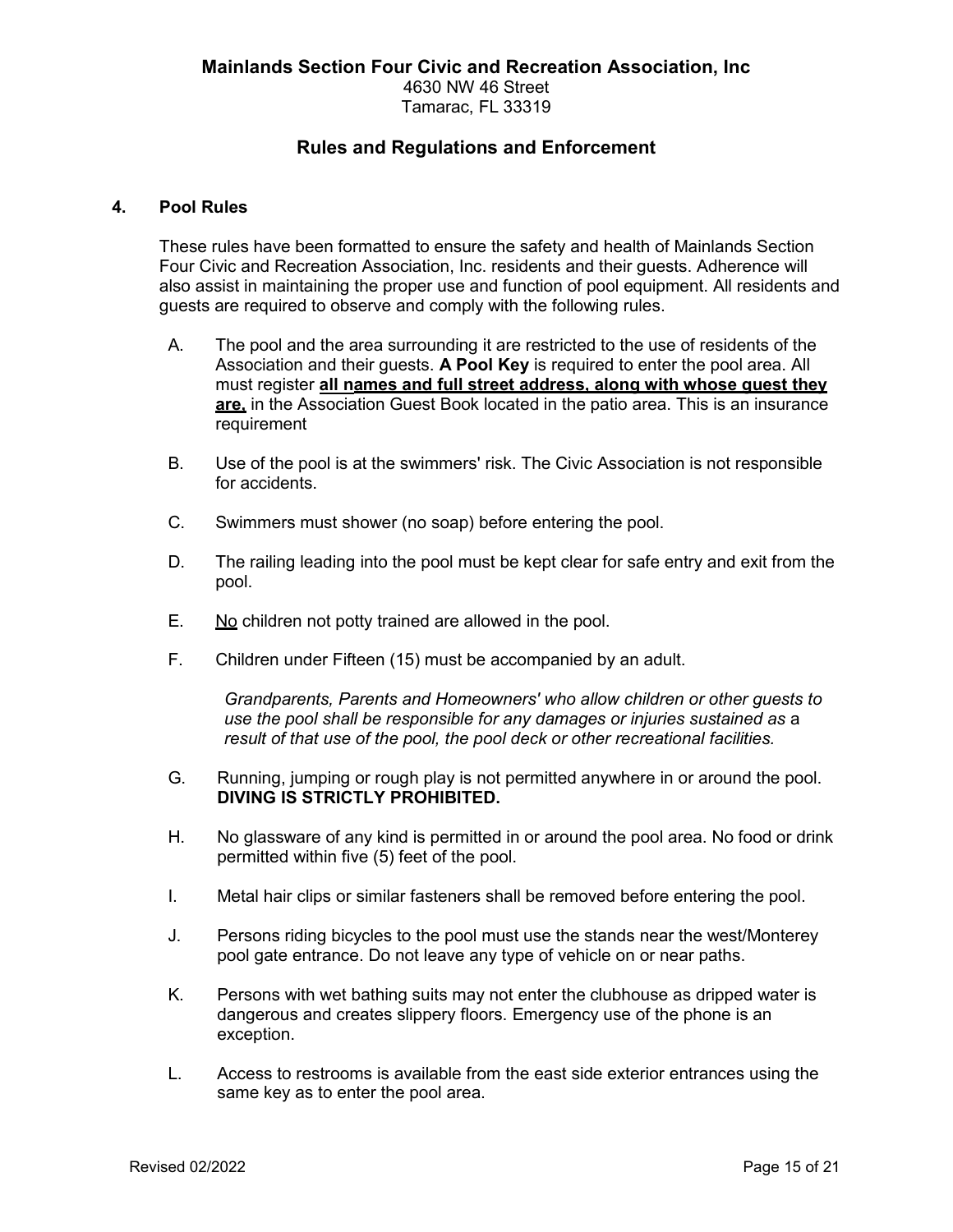**Mainlands Section Four Civic and Recreation Association, Inc**
4630 NW 46 Street
Tamarac, FL 33319

## Rules and Regulations and Enforcement

### 4. Pool Rules

These rules have been formatted to ensure the safety and health of Mainlands Section Four Civic and Recreation Association, Inc. residents and their guests. Adherence will also assist in maintaining the proper use and function of pool equipment. All residents and guests are required to observe and comply with the following rules.

A. The pool and the area surrounding it are restricted to the use of residents of the Association and their guests. **A Pool Key** is required to enter the pool area. All must register **<u>all names and full street address, along with whose guest they are,</u>** in the Association Guest Book located in the patio area. This is an insurance requirement

B. Use of the pool is at the swimmers' risk. The Civic Association is not responsible for accidents.

C. Swimmers must shower (no soap) before entering the pool.

D. The railing leading into the pool must be kept clear for safe entry and exit from the pool.

E. <u>No</u> children not potty trained are allowed in the pool.

F. Children under Fifteen (15) must be accompanied by an adult.

*Grandparents, Parents and Homeowners' who allow children or other guests to use the pool shall be responsible for any damages or injuries sustained as a result of that use of the pool, the pool deck or other recreational facilities.*

G. Running, jumping or rough play is not permitted anywhere in or around the pool. **DIVING IS STRICTLY PROHIBITED.**

H. No glassware of any kind is permitted in or around the pool area. No food or drink permitted within five (5) feet of the pool.

I. Metal hair clips or similar fasteners shall be removed before entering the pool.

J. Persons riding bicycles to the pool must use the stands near the west/Monterey pool gate entrance. Do not leave any type of vehicle on or near paths.

K. Persons with wet bathing suits may not enter the clubhouse as dripped water is dangerous and creates slippery floors. Emergency use of the phone is an exception.

L. Access to restrooms is available from the east side exterior entrances using the same key as to enter the pool area.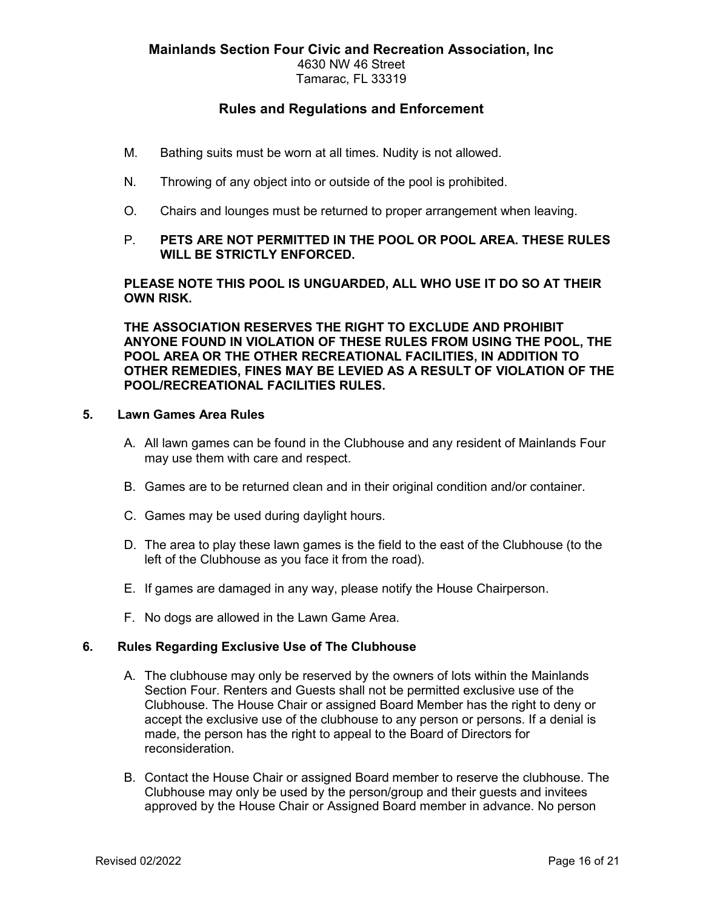M. Bathing suits must be worn at all times. Nudity is not allowed.

N. Throwing of any object into or outside of the pool is prohibited.

O. Chairs and lounges must be returned to proper arrangement when leaving.

P. **PETS ARE NOT PERMITTED IN THE POOL OR POOL AREA. THESE RULES WILL BE STRICTLY ENFORCED.**

**PLEASE NOTE THIS POOL IS UNGUARDED, ALL WHO USE IT DO SO AT THEIR OWN RISK.**

**THE ASSOCIATION RESERVES THE RIGHT TO EXCLUDE AND PROHIBIT ANYONE FOUND IN VIOLATION OF THESE RULES FROM USING THE POOL, THE POOL AREA OR THE OTHER RECREATIONAL FACILITIES, IN ADDITION TO OTHER REMEDIES, FINES MAY BE LEVIED AS A RESULT OF VIOLATION OF THE POOL/RECREATIONAL FACILITIES RULES.**

## 5. Lawn Games Area Rules

A. All lawn games can be found in the Clubhouse and any resident of Mainlands Four may use them with care and respect.

B. Games are to be returned clean and in their original condition and/or container.

C. Games may be used during daylight hours.

D. The area to play these lawn games is the field to the east of the Clubhouse (to the left of the Clubhouse as you face it from the road).

E. If games are damaged in any way, please notify the House Chairperson.

F. No dogs are allowed in the Lawn Game Area.

## 6. Rules Regarding Exclusive Use of The Clubhouse

A. The clubhouse may only be reserved by the owners of lots within the Mainlands Section Four. Renters and Guests shall not be permitted exclusive use of the Clubhouse. The House Chair or assigned Board Member has the right to deny or accept the exclusive use of the clubhouse to any person or persons. If a denial is made, the person has the right to appeal to the Board of Directors for reconsideration.

B. Contact the House Chair or assigned Board member to reserve the clubhouse. The Clubhouse may only be used by the person/group and their guests and invitees approved by the House Chair or Assigned Board member in advance. No person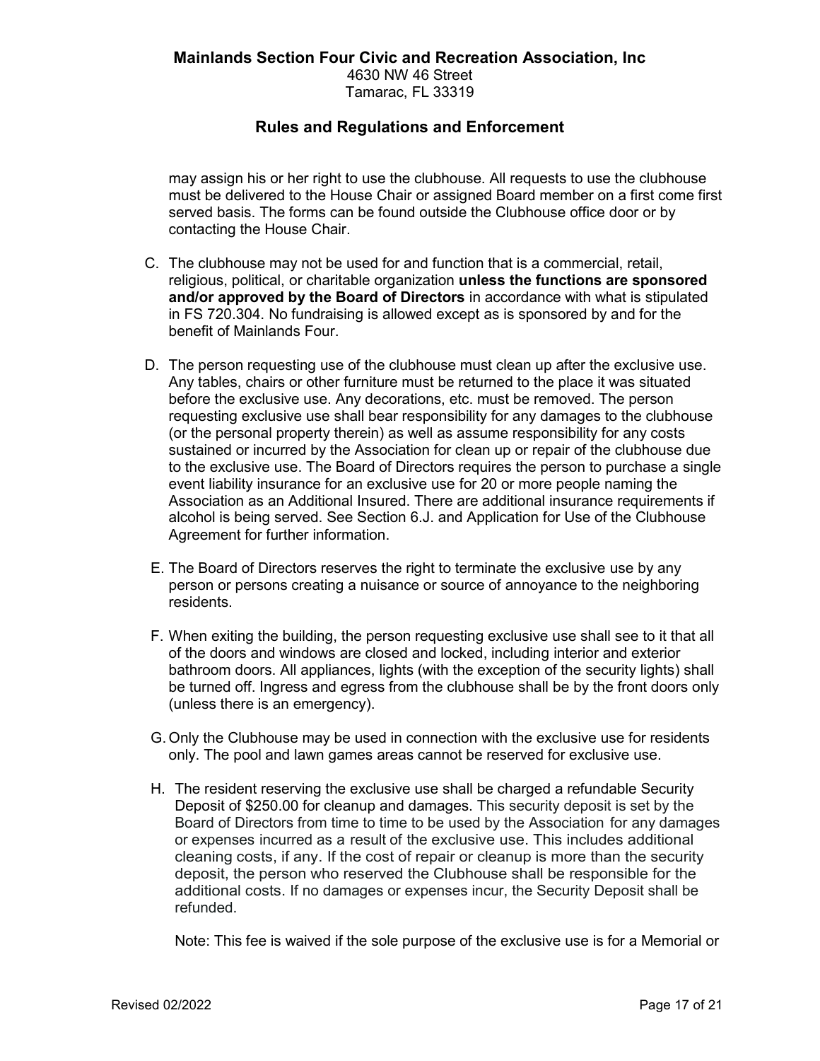may assign his or her right to use the clubhouse. All requests to use the clubhouse must be delivered to the House Chair or assigned Board member on a first come first served basis. The forms can be found outside the Clubhouse office door or by contacting the House Chair.

C. The clubhouse may not be used for and function that is a commercial, retail, religious, political, or charitable organization **unless the functions are sponsored and/or approved by the Board of Directors** in accordance with what is stipulated in FS 720.304. No fundraising is allowed except as is sponsored by and for the benefit of Mainlands Four.

D. The person requesting use of the clubhouse must clean up after the exclusive use. Any tables, chairs or other furniture must be returned to the place it was situated before the exclusive use. Any decorations, etc. must be removed. The person requesting exclusive use shall bear responsibility for any damages to the clubhouse (or the personal property therein) as well as assume responsibility for any costs sustained or incurred by the Association for clean up or repair of the clubhouse due to the exclusive use. The Board of Directors requires the person to purchase a single event liability insurance for an exclusive use for 20 or more people naming the Association as an Additional Insured. There are additional insurance requirements if alcohol is being served. See Section 6.J. and Application for Use of the Clubhouse Agreement for further information.

E. The Board of Directors reserves the right to terminate the exclusive use by any person or persons creating a nuisance or source of annoyance to the neighboring residents.

F. When exiting the building, the person requesting exclusive use shall see to it that all of the doors and windows are closed and locked, including interior and exterior bathroom doors. All appliances, lights (with the exception of the security lights) shall be turned off. Ingress and egress from the clubhouse shall be by the front doors only (unless there is an emergency).

G. Only the Clubhouse may be used in connection with the exclusive use for residents only. The pool and lawn games areas cannot be reserved for exclusive use.

H. The resident reserving the exclusive use shall be charged a refundable Security Deposit of $250.00 for cleanup and damages. This security deposit is set by the Board of Directors from time to time to be used by the Association for any damages or expenses incurred as a result of the exclusive use. This includes additional cleaning costs, if any. If the cost of repair or cleanup is more than the security deposit, the person who reserved the Clubhouse shall be responsible for the additional costs. If no damages or expenses incur, the Security Deposit shall be refunded.

   Note: This fee is waived if the sole purpose of the exclusive use is for a Memorial or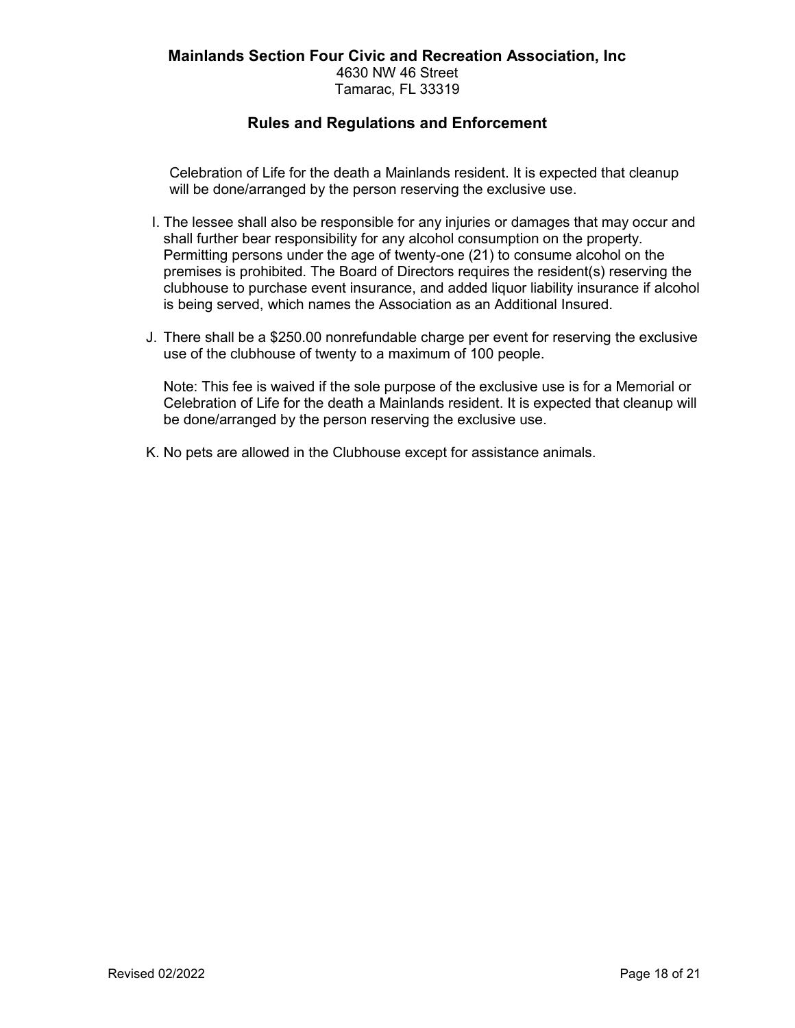Celebration of Life for the death a Mainlands resident. It is expected that cleanup will be done/arranged by the person reserving the exclusive use.

I. The lessee shall also be responsible for any injuries or damages that may occur and shall further bear responsibility for any alcohol consumption on the property. Permitting persons under the age of twenty-one (21) to consume alcohol on the premises is prohibited. The Board of Directors requires the resident(s) reserving the clubhouse to purchase event insurance, and added liquor liability insurance if alcohol is being served, which names the Association as an Additional Insured.

J. There shall be a $250.00 nonrefundable charge per event for reserving the exclusive use of the clubhouse of twenty to a maximum of 100 people.

   Note: This fee is waived if the sole purpose of the exclusive use is for a Memorial or Celebration of Life for the death a Mainlands resident. It is expected that cleanup will be done/arranged by the person reserving the exclusive use.

K. No pets are allowed in the Clubhouse except for assistance animals.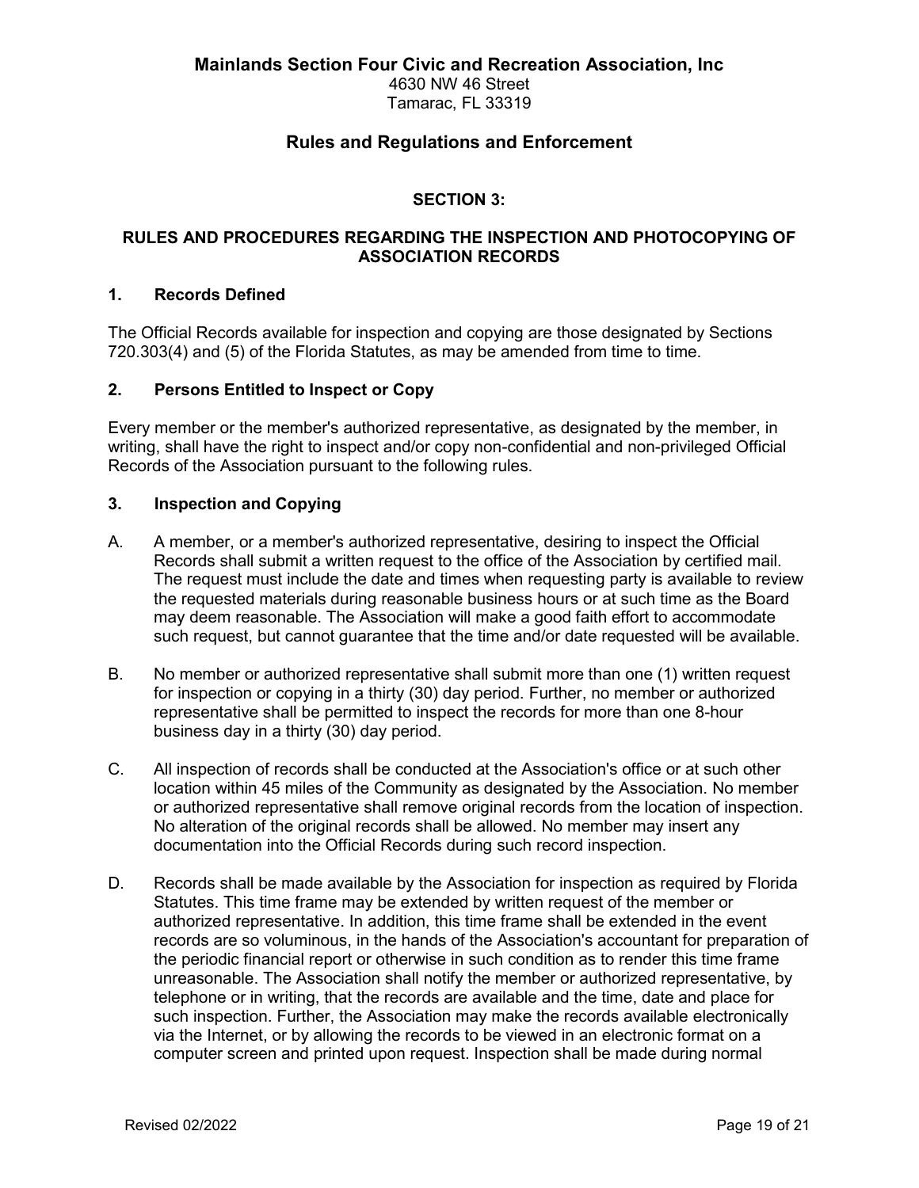**Mainlands Section Four Civic and Recreation Association, Inc**
4630 NW 46 Street
Tamarac, FL 33319

## Rules and Regulations and Enforcement

### SECTION 3:

### RULES AND PROCEDURES REGARDING THE INSPECTION AND PHOTOCOPYING OF ASSOCIATION RECORDS

#### 1. Records Defined

The Official Records available for inspection and copying are those designated by Sections 720.303(4) and (5) of the Florida Statutes, as may be amended from time to time.

#### 2. Persons Entitled to Inspect or Copy

Every member or the member's authorized representative, as designated by the member, in writing, shall have the right to inspect and/or copy non-confidential and non-privileged Official Records of the Association pursuant to the following rules.

#### 3. Inspection and Copying

A. A member, or a member's authorized representative, desiring to inspect the Official Records shall submit a written request to the office of the Association by certified mail. The request must include the date and times when requesting party is available to review the requested materials during reasonable business hours or at such time as the Board may deem reasonable. The Association will make a good faith effort to accommodate such request, but cannot guarantee that the time and/or date requested will be available.

B. No member or authorized representative shall submit more than one (1) written request for inspection or copying in a thirty (30) day period. Further, no member or authorized representative shall be permitted to inspect the records for more than one 8-hour business day in a thirty (30) day period.

C. All inspection of records shall be conducted at the Association's office or at such other location within 45 miles of the Community as designated by the Association. No member or authorized representative shall remove original records from the location of inspection. No alteration of the original records shall be allowed. No member may insert any documentation into the Official Records during such record inspection.

D. Records shall be made available by the Association for inspection as required by Florida Statutes. This time frame may be extended by written request of the member or authorized representative. In addition, this time frame shall be extended in the event records are so voluminous, in the hands of the Association's accountant for preparation of the periodic financial report or otherwise in such condition as to render this time frame unreasonable. The Association shall notify the member or authorized representative, by telephone or in writing, that the records are available and the time, date and place for such inspection. Further, the Association may make the records available electronically via the Internet, or by allowing the records to be viewed in an electronic format on a computer screen and printed upon request. Inspection shall be made during normal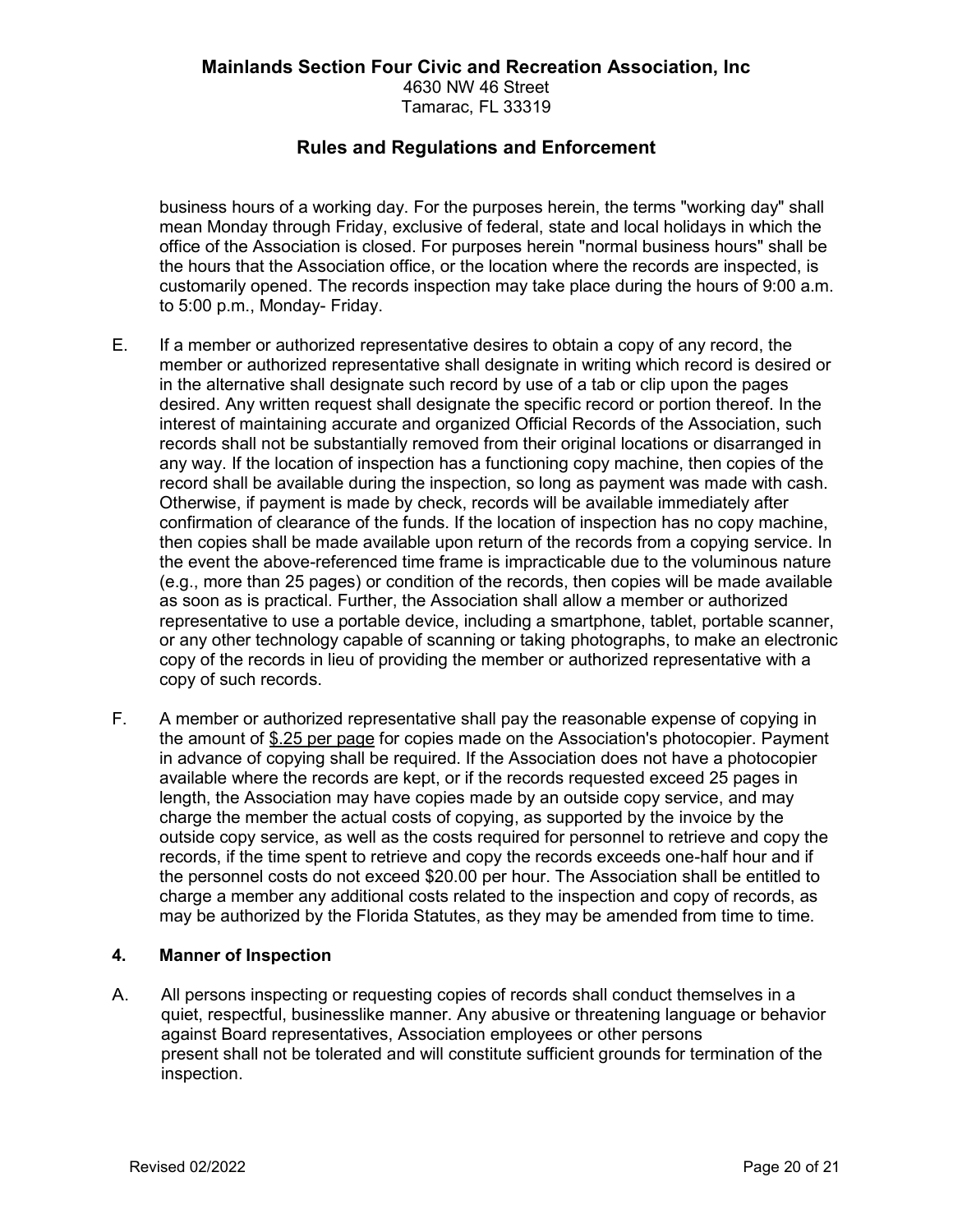business hours of a working day. For the purposes herein, the terms "working day" shall mean Monday through Friday, exclusive of federal, state and local holidays in which the office of the Association is closed. For purposes herein "normal business hours" shall be the hours that the Association office, or the location where the records are inspected, is customarily opened. The records inspection may take place during the hours of 9:00 a.m. to 5:00 p.m., Monday- Friday.

E. If a member or authorized representative desires to obtain a copy of any record, the member or authorized representative shall designate in writing which record is desired or in the alternative shall designate such record by use of a tab or clip upon the pages desired. Any written request shall designate the specific record or portion thereof. In the interest of maintaining accurate and organized Official Records of the Association, such records shall not be substantially removed from their original locations or disarranged in any way. If the location of inspection has a functioning copy machine, then copies of the record shall be available during the inspection, so long as payment was made with cash. Otherwise, if payment is made by check, records will be available immediately after confirmation of clearance of the funds. If the location of inspection has no copy machine, then copies shall be made available upon return of the records from a copying service. In the event the above-referenced time frame is impracticable due to the voluminous nature (e.g., more than 25 pages) or condition of the records, then copies will be made available as soon as is practical. Further, the Association shall allow a member or authorized representative to use a portable device, including a smartphone, tablet, portable scanner, or any other technology capable of scanning or taking photographs, to make an electronic copy of the records in lieu of providing the member or authorized representative with a copy of such records.

F. A member or authorized representative shall pay the reasonable expense of copying in the amount of $.25 per page for copies made on the Association's photocopier. Payment in advance of copying shall be required. If the Association does not have a photocopier available where the records are kept, or if the records requested exceed 25 pages in length, the Association may have copies made by an outside copy service, and may charge the member the actual costs of copying, as supported by the invoice by the outside copy service, as well as the costs required for personnel to retrieve and copy the records, if the time spent to retrieve and copy the records exceeds one-half hour and if the personnel costs do not exceed $20.00 per hour. The Association shall be entitled to charge a member any additional costs related to the inspection and copy of records, as may be authorized by the Florida Statutes, as they may be amended from time to time.

### 4. Manner of Inspection

A. All persons inspecting or requesting copies of records shall conduct themselves in a quiet, respectful, businesslike manner. Any abusive or threatening language or behavior against Board representatives, Association employees or other persons present shall not be tolerated and will constitute sufficient grounds for termination of the inspection.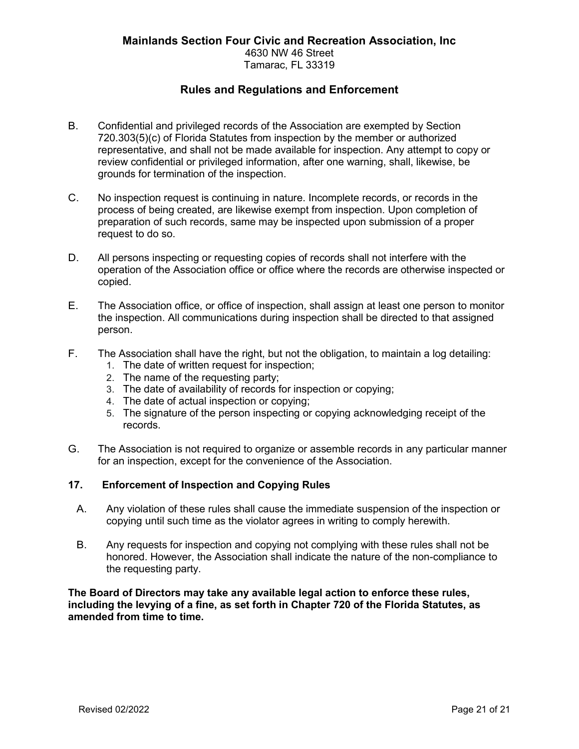B. Confidential and privileged records of the Association are exempted by Section 720.303(5)(c) of Florida Statutes from inspection by the member or authorized representative, and shall not be made available for inspection. Any attempt to copy or review confidential or privileged information, after one warning, shall, likewise, be grounds for termination of the inspection.

C. No inspection request is continuing in nature. Incomplete records, or records in the process of being created, are likewise exempt from inspection. Upon completion of preparation of such records, same may be inspected upon submission of a proper request to do so.

D. All persons inspecting or requesting copies of records shall not interfere with the operation of the Association office or office where the records are otherwise inspected or copied.

E. The Association office, or office of inspection, shall assign at least one person to monitor the inspection. All communications during inspection shall be directed to that assigned person.

F. The Association shall have the right, but not the obligation, to maintain a log detailing:
   1. The date of written request for inspection;
   2. The name of the requesting party;
   3. The date of availability of records for inspection or copying;
   4. The date of actual inspection or copying;
   5. The signature of the person inspecting or copying acknowledging receipt of the records.

G. The Association is not required to organize or assemble records in any particular manner for an inspection, except for the convenience of the Association.

## 17. Enforcement of Inspection and Copying Rules

A. Any violation of these rules shall cause the immediate suspension of the inspection or copying until such time as the violator agrees in writing to comply herewith.

B. Any requests for inspection and copying not complying with these rules shall not be honored. However, the Association shall indicate the nature of the non-compliance to the requesting party.

**The Board of Directors may take any available legal action to enforce these rules, including the levying of a fine, as set forth in Chapter 720 of the Florida Statutes, as amended from time to time.**